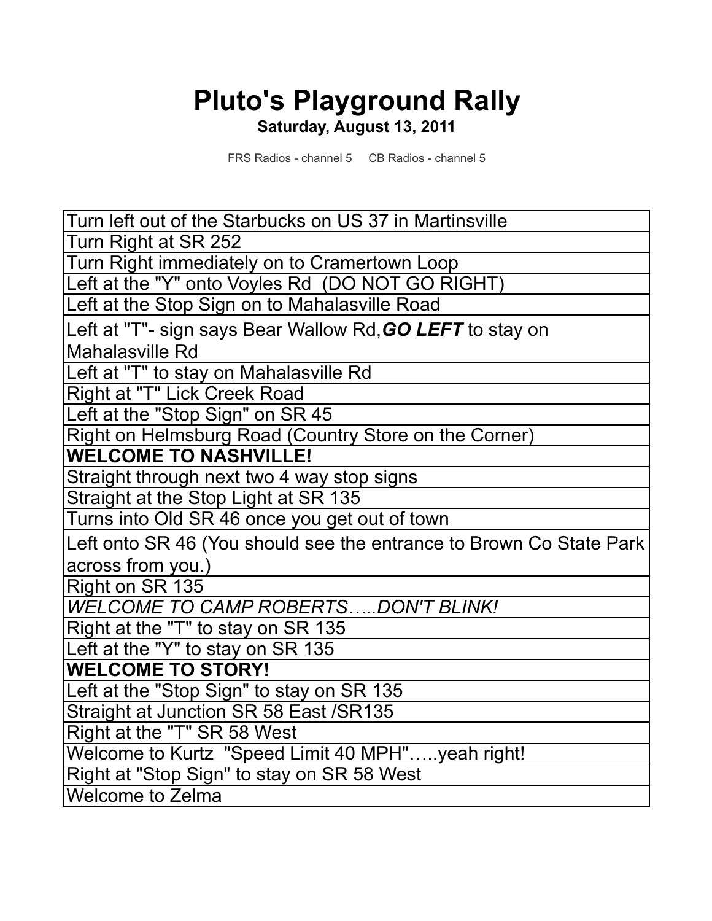# Pluto's Playground Rally

**Saturday, August 13, 2011**

FRS Radios - channel 5     CB Radios - channel 5

| Turn left out of the Starbucks on US 37 in Martinsville |
|---|
| Turn Right at SR 252 |
| Turn Right immediately on to Cramertown Loop |
| Left at the "Y" onto Voyles Rd  (DO NOT GO RIGHT) |
| Left at the Stop Sign on to Mahalasville Road |
| Left at "T"- sign says Bear Wallow Rd,***GO LEFT*** to stay on Mahalasville Rd |
| Left at "T" to stay on Mahalasville Rd |
| Right at "T" Lick Creek Road |
| Left at the "Stop Sign" on SR 45 |
| Right on Helmsburg Road (Country Store on the Corner) |
| **WELCOME TO NASHVILLE!** |
| Straight through next two 4 way stop signs |
| Straight at the Stop Light at SR 135 |
| Turns into Old SR 46 once you get out of town |
| Left onto SR 46 (You should see the entrance to Brown Co State Park across from you.) |
| Right on SR 135 |
| *WELCOME TO CAMP ROBERTS…..DON'T BLINK!* |
| Right at the "T" to stay on SR 135 |
| Left at the "Y" to stay on SR 135 |
| **WELCOME TO STORY!** |
| Left at the "Stop Sign" to stay on SR 135 |
| Straight at Junction SR 58 East /SR135 |
| Right at the "T" SR 58 West |
| Welcome to Kurtz  "Speed Limit 40 MPH"…..yeah right! |
| Right at "Stop Sign" to stay on SR 58 West |
| Welcome to Zelma |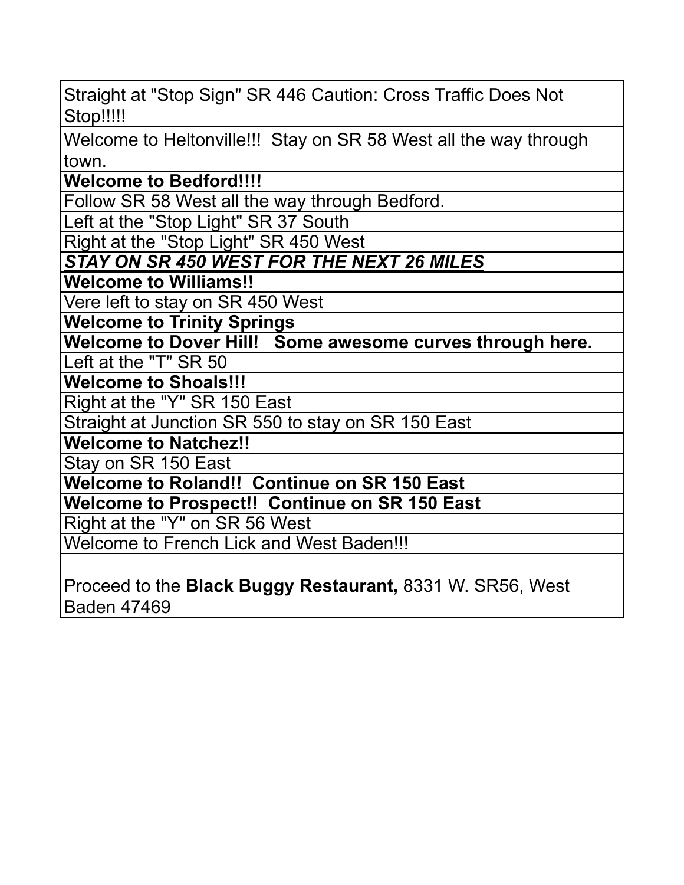| |
|---|
| Straight at "Stop Sign" SR 446 Caution: Cross Traffic Does Not Stop!!!!! |
| Welcome to Heltonville!!! Stay on SR 58 West all the way through town. |
| **Welcome to Bedford!!!!** |
| Follow SR 58 West all the way through Bedford. |
| Left at the "Stop Light" SR 37 South |
| Right at the "Stop Light" SR 450 West |
| ***STAY ON SR 450 WEST FOR THE NEXT 26 MILES*** |
| **Welcome to Williams!!** |
| Vere left to stay on SR 450 West |
| **Welcome to Trinity Springs** |
| **Welcome to Dover Hill! Some awesome curves through here.** |
| Left at the "T" SR 50 |
| **Welcome to Shoals!!!** |
| Right at the "Y" SR 150 East |
| Straight at Junction SR 550 to stay on SR 150 East |
| **Welcome to Natchez!!** |
| Stay on SR 150 East |
| **Welcome to Roland!! Continue on SR 150 East** |
| **Welcome to Prospect!! Continue on SR 150 East** |
| Right at the "Y" on SR 56 West |
| Welcome to French Lick and West Baden!!! |
| Proceed to the **Black Buggy Restaurant,** 8331 W. SR56, West Baden 47469 |